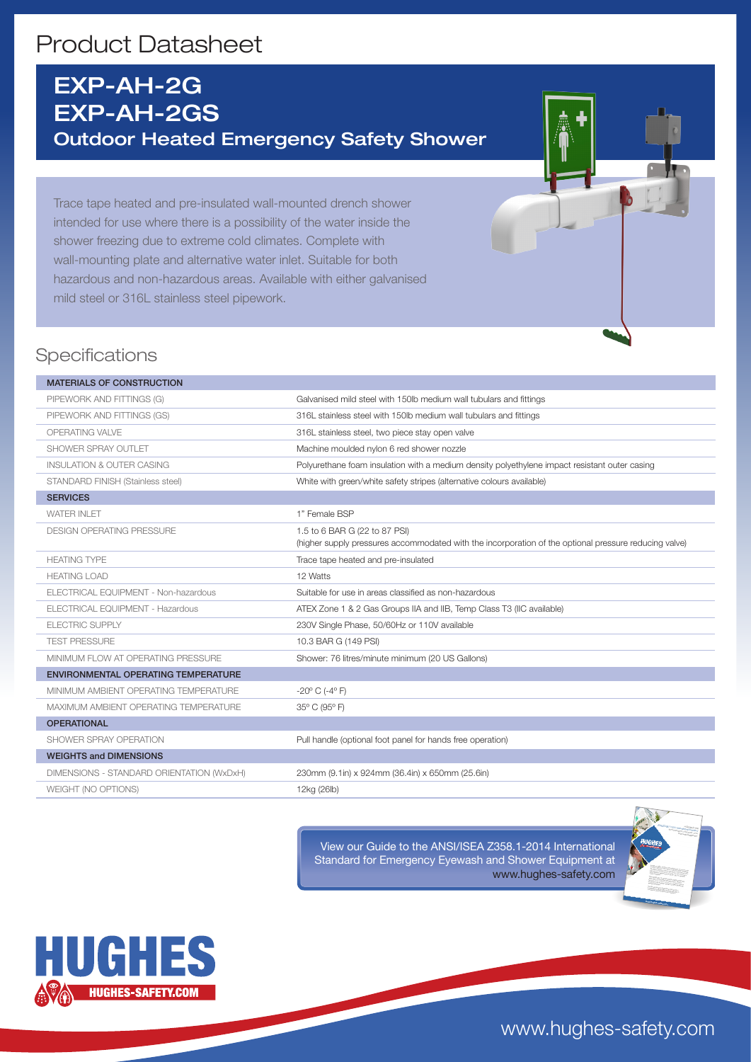# Product Datasheet

## EXP-AH-2G
## EXP-AH-2GS
### Outdoor Heated Emergency Safety Shower

Trace tape heated and pre-insulated wall-mounted drench shower intended for use where there is a possibility of the water inside the shower freezing due to extreme cold climates. Complete with wall-mounting plate and alternative water inlet. Suitable for both hazardous and non-hazardous areas. Available with either galvanised mild steel or 316L stainless steel pipework.

## Specifications

| MATERIALS OF CONSTRUCTION | |
|---|---|
| PIPEWORK AND FITTINGS (G) | Galvanised mild steel with 150lb medium wall tubulars and fittings |
| PIPEWORK AND FITTINGS (GS) | 316L stainless steel with 150lb medium wall tubulars and fittings |
| OPERATING VALVE | 316L stainless steel, two piece stay open valve |
| SHOWER SPRAY OUTLET | Machine moulded nylon 6 red shower nozzle |
| INSULATION & OUTER CASING | Polyurethane foam insulation with a medium density polyethylene impact resistant outer casing |
| STANDARD FINISH (Stainless steel) | White with green/white safety stripes (alternative colours available) |
| **SERVICES** | |
| WATER INLET | 1" Female BSP |
| DESIGN OPERATING PRESSURE | 1.5 to 6 BAR G (22 to 87 PSI) (higher supply pressures accommodated with the incorporation of the optional pressure reducing valve) |
| HEATING TYPE | Trace tape heated and pre-insulated |
| HEATING LOAD | 12 Watts |
| ELECTRICAL EQUIPMENT - Non-hazardous | Suitable for use in areas classified as non-hazardous |
| ELECTRICAL EQUIPMENT - Hazardous | ATEX Zone 1 & 2 Gas Groups IIA and IIB, Temp Class T3 (IIC available) |
| ELECTRIC SUPPLY | 230V Single Phase, 50/60Hz or 110V available |
| TEST PRESSURE | 10.3 BAR G (149 PSI) |
| MINIMUM FLOW AT OPERATING PRESSURE | Shower: 76 litres/minute minimum (20 US Gallons) |
| **ENVIRONMENTAL OPERATING TEMPERATURE** | |
| MINIMUM AMBIENT OPERATING TEMPERATURE | -20° C (-4° F) |
| MAXIMUM AMBIENT OPERATING TEMPERATURE | 35° C (95° F) |
| **OPERATIONAL** | |
| SHOWER SPRAY OPERATION | Pull handle (optional foot panel for hands free operation) |
| **WEIGHTS and DIMENSIONS** | |
| DIMENSIONS - STANDARD ORIENTATION (WxDxH) | 230mm (9.1in) x 924mm (36.4in) x 650mm (25.6in) |
| WEIGHT (NO OPTIONS) | 12kg (26lb) |

View our Guide to the ANSI/ISEA Z358.1-2014 International Standard for Emergency Eyewash and Shower Equipment at www.hughes-safety.com

HUGHES
HUGHES-SAFETY.COM

www.hughes-safety.com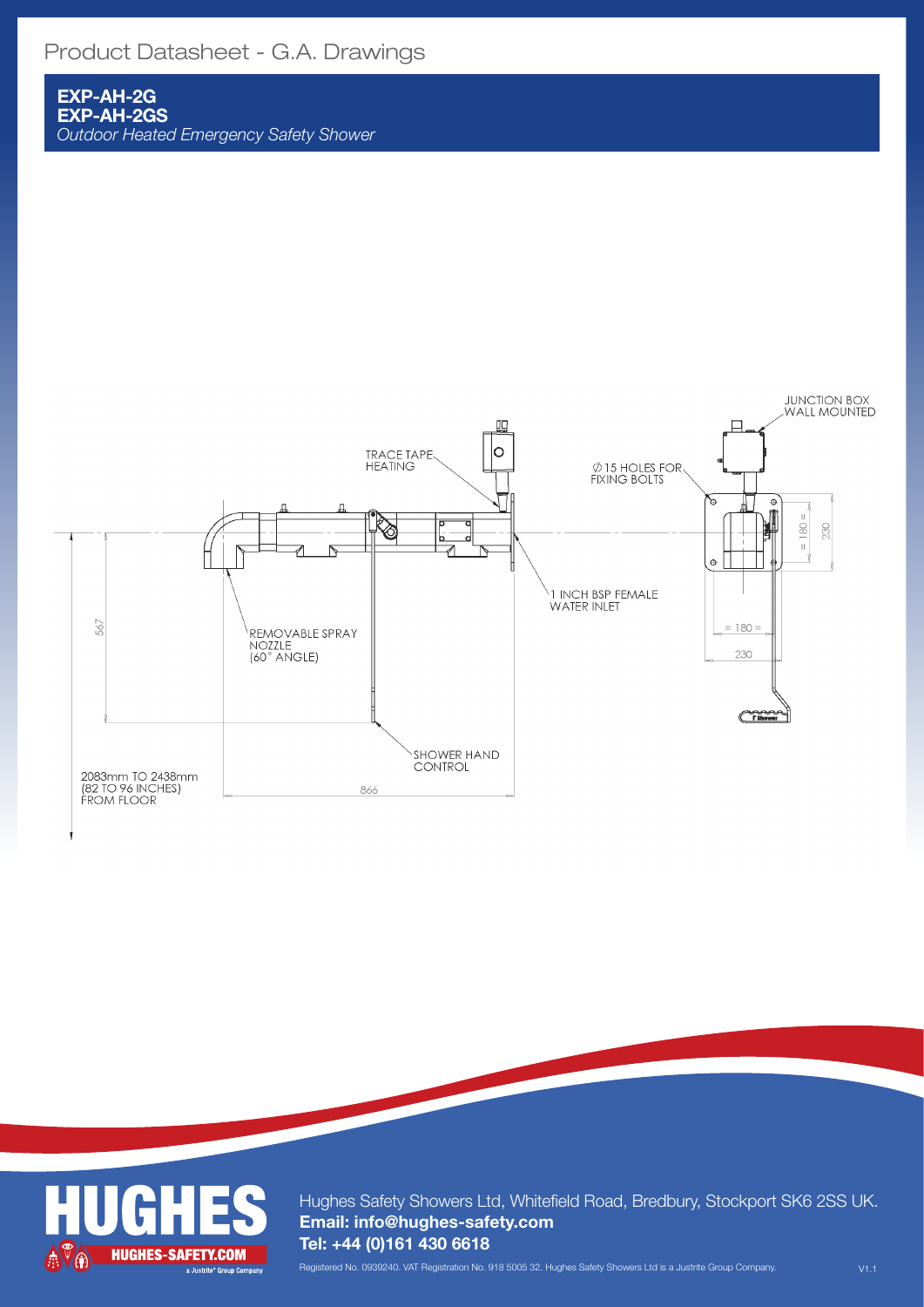# Product Datasheet - G.A. Drawings

**EXP-AH-2G**
**EXP-AH-2GS**
*Outdoor Heated Emergency Safety Shower*

JUNCTION BOX WALL MOUNTED

TRACE TAPE HEATING

∅15 HOLES FOR FIXING BOLTS

1 INCH BSP FEMALE WATER INLET

REMOVABLE SPRAY NOZZLE (60° ANGLE)

SHOWER HAND CONTROL

2083mm TO 2438mm (82 TO 96 INCHES) FROM FLOOR

567

866

= 180 =

230

= 180 =

230

Hughes Safety Showers Ltd, Whitefield Road, Bredbury, Stockport SK6 2SS UK.
**Email: info@hughes-safety.com**
**Tel: +44 (0)161 430 6618**

Registered No. 0939240. VAT Registration No. 918 5005 32. Hughes Safety Showers Ltd is a Justrite Group Company.

V1.1